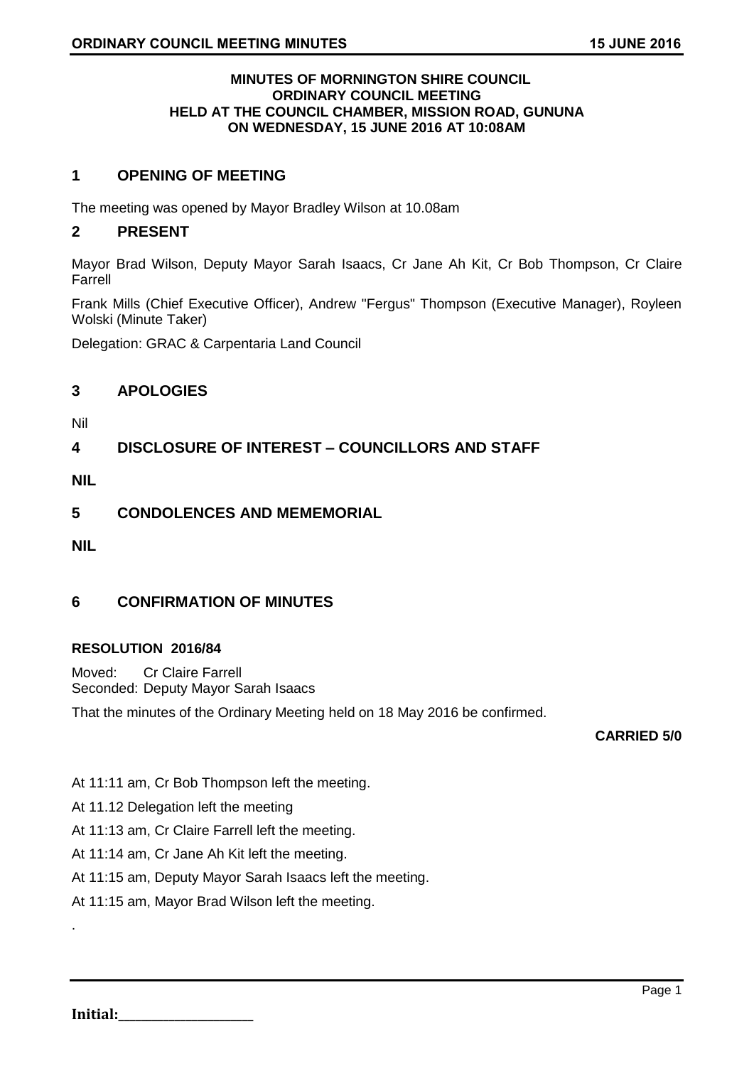**MINUTES OF MORNINGTON SHIRE COUNCIL**
**ORDINARY COUNCIL MEETING**
**HELD AT THE COUNCIL CHAMBER, MISSION ROAD, GUNUNA**
**ON WEDNESDAY, 15 JUNE 2016 AT 10:08AM**

## 1 OPENING OF MEETING

The meeting was opened by Mayor Bradley Wilson at 10.08am

## 2 PRESENT

Mayor Brad Wilson, Deputy Mayor Sarah Isaacs, Cr Jane Ah Kit, Cr Bob Thompson, Cr Claire Farrell

Frank Mills (Chief Executive Officer), Andrew "Fergus" Thompson (Executive Manager), Royleen Wolski (Minute Taker)

Delegation: GRAC & Carpentaria Land Council

## 3 APOLOGIES

Nil

## 4 DISCLOSURE OF INTEREST – COUNCILLORS AND STAFF

**NIL**

## 5 CONDOLENCES AND MEMEMORIAL

**NIL**

## 6 CONFIRMATION OF MINUTES

**RESOLUTION 2016/84**

Moved: Cr Claire Farrell
Seconded: Deputy Mayor Sarah Isaacs

That the minutes of the Ordinary Meeting held on 18 May 2016 be confirmed.

**CARRIED 5/0**

At 11:11 am, Cr Bob Thompson left the meeting.

At 11.12 Delegation left the meeting

At 11:13 am, Cr Claire Farrell left the meeting.

At 11:14 am, Cr Jane Ah Kit left the meeting.

At 11:15 am, Deputy Mayor Sarah Isaacs left the meeting.

At 11:15 am, Mayor Brad Wilson left the meeting.

.

**Initial:**\_\_\_\_\_\_\_\_\_\_\_\_\_\_\_\_\_\_\_\_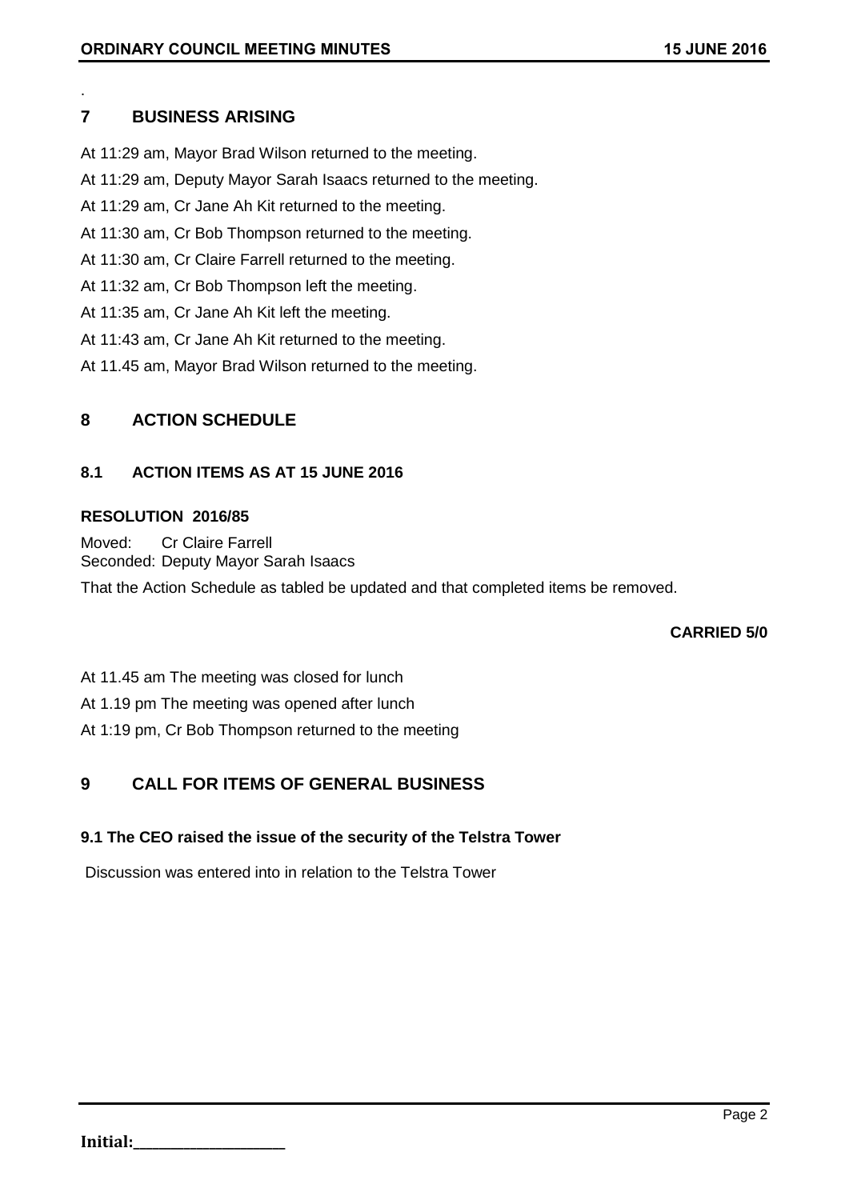.

## 7 BUSINESS ARISING

At 11:29 am, Mayor Brad Wilson returned to the meeting.

At 11:29 am, Deputy Mayor Sarah Isaacs returned to the meeting.

At 11:29 am, Cr Jane Ah Kit returned to the meeting.

At 11:30 am, Cr Bob Thompson returned to the meeting.

At 11:30 am, Cr Claire Farrell returned to the meeting.

At 11:32 am, Cr Bob Thompson left the meeting.

At 11:35 am, Cr Jane Ah Kit left the meeting.

At 11:43 am, Cr Jane Ah Kit returned to the meeting.

At 11.45 am, Mayor Brad Wilson returned to the meeting.

## 8 ACTION SCHEDULE

### 8.1 ACTION ITEMS AS AT 15 JUNE 2016

**RESOLUTION 2016/85**

Moved: Cr Claire Farrell
Seconded: Deputy Mayor Sarah Isaacs

That the Action Schedule as tabled be updated and that completed items be removed.

**CARRIED 5/0**

At 11.45 am The meeting was closed for lunch

At 1.19 pm The meeting was opened after lunch

At 1:19 pm, Cr Bob Thompson returned to the meeting

## 9 CALL FOR ITEMS OF GENERAL BUSINESS

**9.1 The CEO raised the issue of the security of the Telstra Tower**

Discussion was entered into in relation to the Telstra Tower

**Initial:**___________________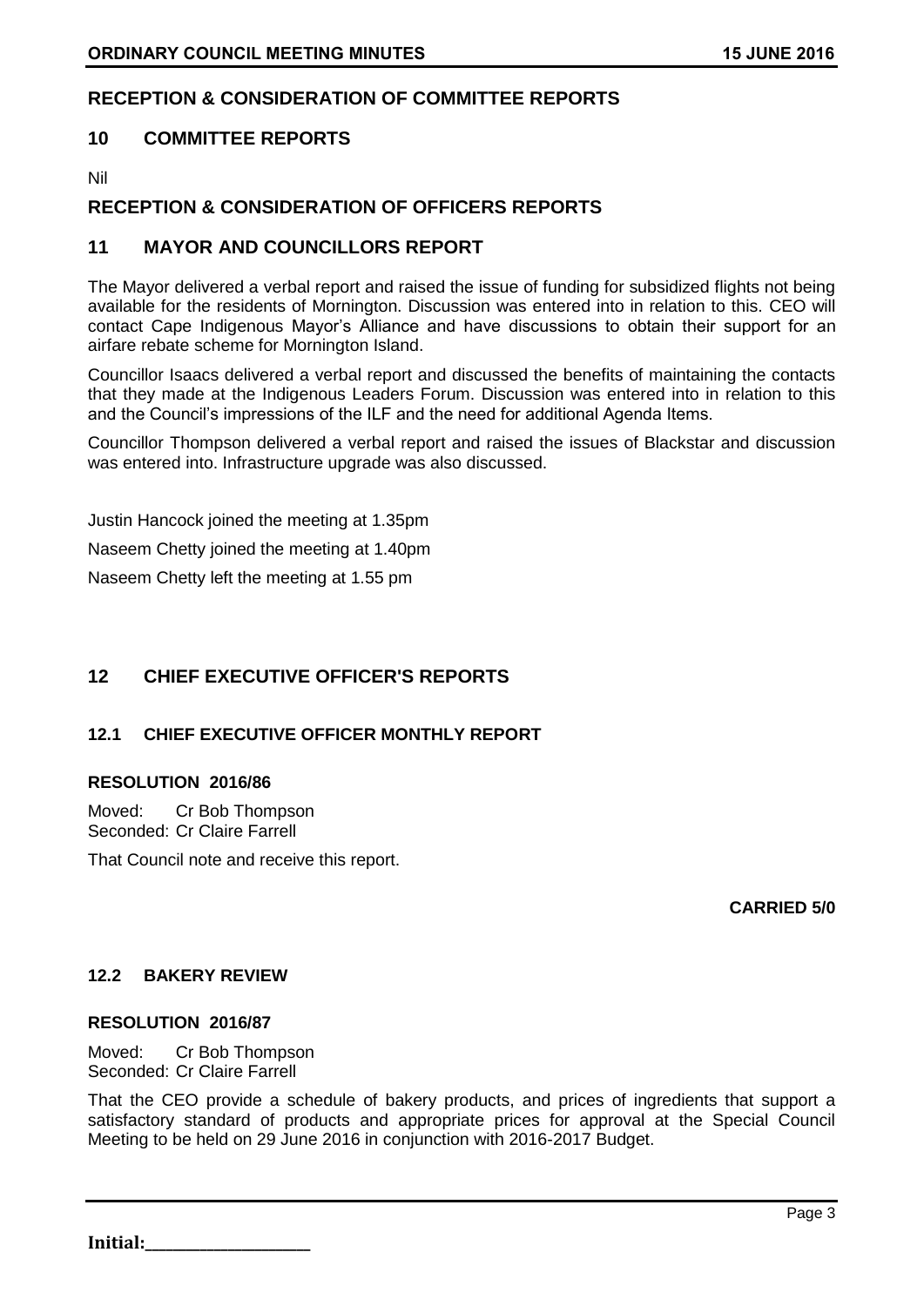## RECEPTION & CONSIDERATION OF COMMITTEE REPORTS

## 10 COMMITTEE REPORTS

Nil

## RECEPTION & CONSIDERATION OF OFFICERS REPORTS

## 11 MAYOR AND COUNCILLORS REPORT

The Mayor delivered a verbal report and raised the issue of funding for subsidized flights not being available for the residents of Mornington. Discussion was entered into in relation to this. CEO will contact Cape Indigenous Mayor's Alliance and have discussions to obtain their support for an airfare rebate scheme for Mornington Island.

Councillor Isaacs delivered a verbal report and discussed the benefits of maintaining the contacts that they made at the Indigenous Leaders Forum. Discussion was entered into in relation to this and the Council's impressions of the ILF and the need for additional Agenda Items.

Councillor Thompson delivered a verbal report and raised the issues of Blackstar and discussion was entered into. Infrastructure upgrade was also discussed.

Justin Hancock joined the meeting at 1.35pm

Naseem Chetty joined the meeting at 1.40pm

Naseem Chetty left the meeting at 1.55 pm

## 12 CHIEF EXECUTIVE OFFICER'S REPORTS

### 12.1 CHIEF EXECUTIVE OFFICER MONTHLY REPORT

**RESOLUTION 2016/86**

Moved: Cr Bob Thompson
Seconded: Cr Claire Farrell

That Council note and receive this report.

**CARRIED 5/0**

### 12.2 BAKERY REVIEW

**RESOLUTION 2016/87**

Moved: Cr Bob Thompson
Seconded: Cr Claire Farrell

That the CEO provide a schedule of bakery products, and prices of ingredients that support a satisfactory standard of products and appropriate prices for approval at the Special Council Meeting to be held on 29 June 2016 in conjunction with 2016-2017 Budget.

**Initial:**\_\_\_\_\_\_\_\_\_\_\_\_\_\_\_\_\_\_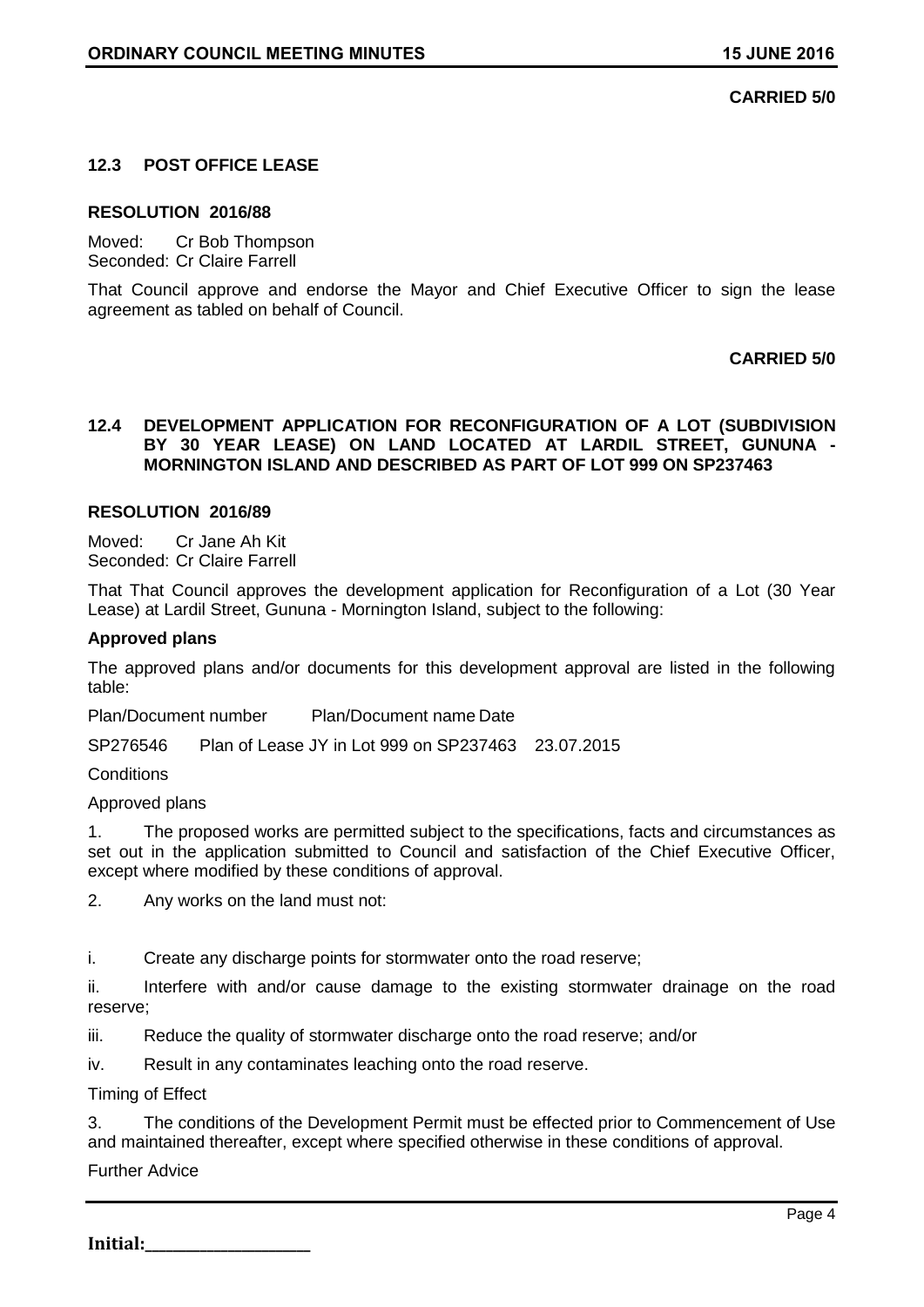**CARRIED 5/0**

### 12.3 POST OFFICE LEASE

#### RESOLUTION 2016/88

Moved: Cr Bob Thompson
Seconded: Cr Claire Farrell

That Council approve and endorse the Mayor and Chief Executive Officer to sign the lease agreement as tabled on behalf of Council.

**CARRIED 5/0**

### 12.4 DEVELOPMENT APPLICATION FOR RECONFIGURATION OF A LOT (SUBDIVISION BY 30 YEAR LEASE) ON LAND LOCATED AT LARDIL STREET, GUNUNA - MORNINGTON ISLAND AND DESCRIBED AS PART OF LOT 999 ON SP237463

#### RESOLUTION 2016/89

Moved: Cr Jane Ah Kit
Seconded: Cr Claire Farrell

That That Council approves the development application for Reconfiguration of a Lot (30 Year Lease) at Lardil Street, Gununa - Mornington Island, subject to the following:

**Approved plans**

The approved plans and/or documents for this development approval are listed in the following table:

| Plan/Document number | Plan/Document name | Date |
|---|---|---|
| SP276546 | Plan of Lease JY in Lot 999 on SP237463 | 23.07.2015 |

Conditions

Approved plans

1. The proposed works are permitted subject to the specifications, facts and circumstances as set out in the application submitted to Council and satisfaction of the Chief Executive Officer, except where modified by these conditions of approval.

2. Any works on the land must not:

i. Create any discharge points for stormwater onto the road reserve;

ii. Interfere with and/or cause damage to the existing stormwater drainage on the road reserve;

iii. Reduce the quality of stormwater discharge onto the road reserve; and/or

iv. Result in any contaminates leaching onto the road reserve.

Timing of Effect

3. The conditions of the Development Permit must be effected prior to Commencement of Use and maintained thereafter, except where specified otherwise in these conditions of approval.

Further Advice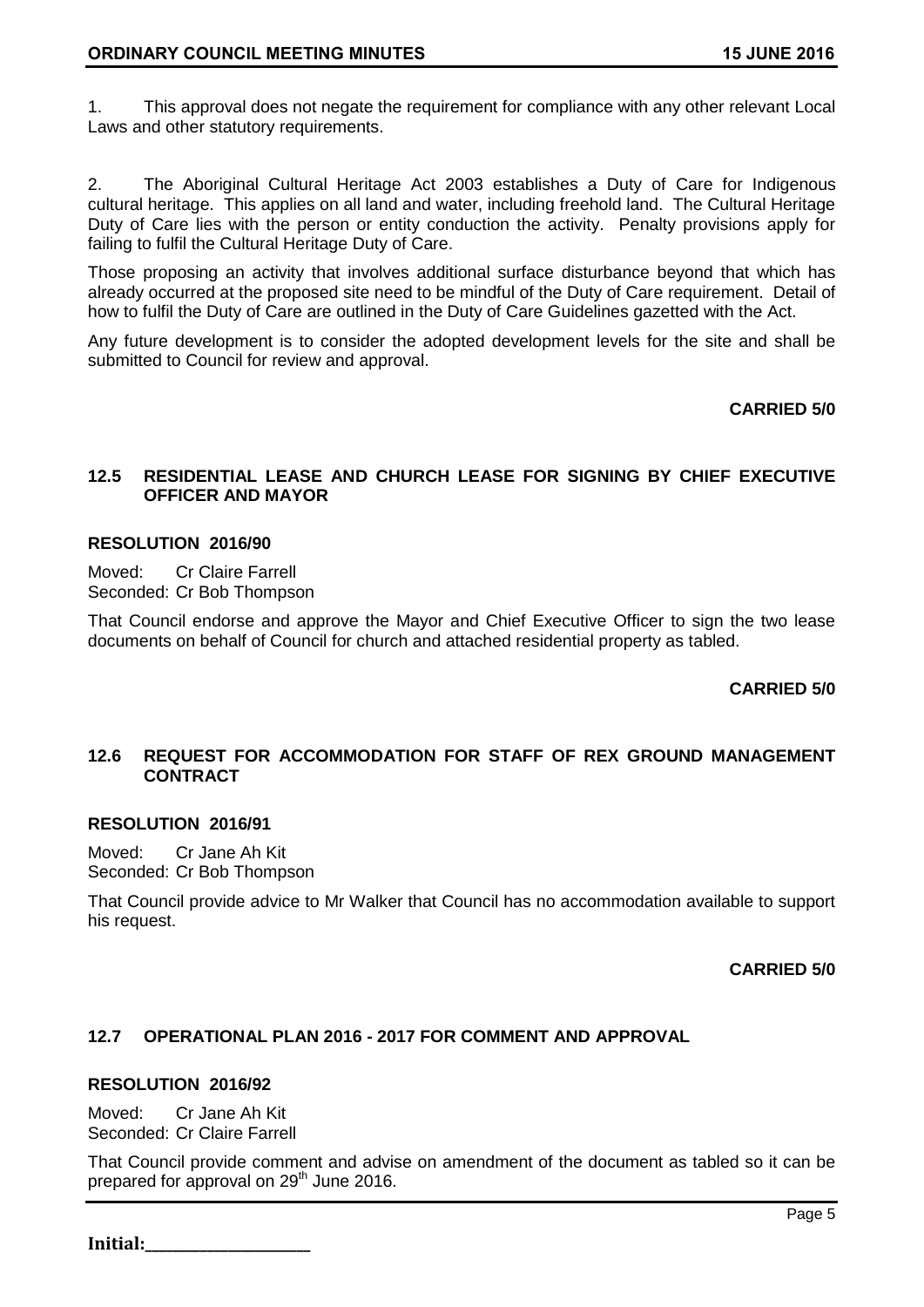1. This approval does not negate the requirement for compliance with any other relevant Local Laws and other statutory requirements.

2. The Aboriginal Cultural Heritage Act 2003 establishes a Duty of Care for Indigenous cultural heritage. This applies on all land and water, including freehold land. The Cultural Heritage Duty of Care lies with the person or entity conduction the activity. Penalty provisions apply for failing to fulfil the Cultural Heritage Duty of Care.

Those proposing an activity that involves additional surface disturbance beyond that which has already occurred at the proposed site need to be mindful of the Duty of Care requirement. Detail of how to fulfil the Duty of Care are outlined in the Duty of Care Guidelines gazetted with the Act.

Any future development is to consider the adopted development levels for the site and shall be submitted to Council for review and approval.

**CARRIED 5/0**

## 12.5 RESIDENTIAL LEASE AND CHURCH LEASE FOR SIGNING BY CHIEF EXECUTIVE OFFICER AND MAYOR

**RESOLUTION 2016/90**

Moved: Cr Claire Farrell
Seconded: Cr Bob Thompson

That Council endorse and approve the Mayor and Chief Executive Officer to sign the two lease documents on behalf of Council for church and attached residential property as tabled.

**CARRIED 5/0**

## 12.6 REQUEST FOR ACCOMMODATION FOR STAFF OF REX GROUND MANAGEMENT CONTRACT

**RESOLUTION 2016/91**

Moved: Cr Jane Ah Kit
Seconded: Cr Bob Thompson

That Council provide advice to Mr Walker that Council has no accommodation available to support his request.

**CARRIED 5/0**

## 12.7 OPERATIONAL PLAN 2016 - 2017 FOR COMMENT AND APPROVAL

**RESOLUTION 2016/92**

Moved: Cr Jane Ah Kit
Seconded: Cr Claire Farrell

That Council provide comment and advise on amendment of the document as tabled so it can be prepared for approval on 29th June 2016.

**Initial:**___________________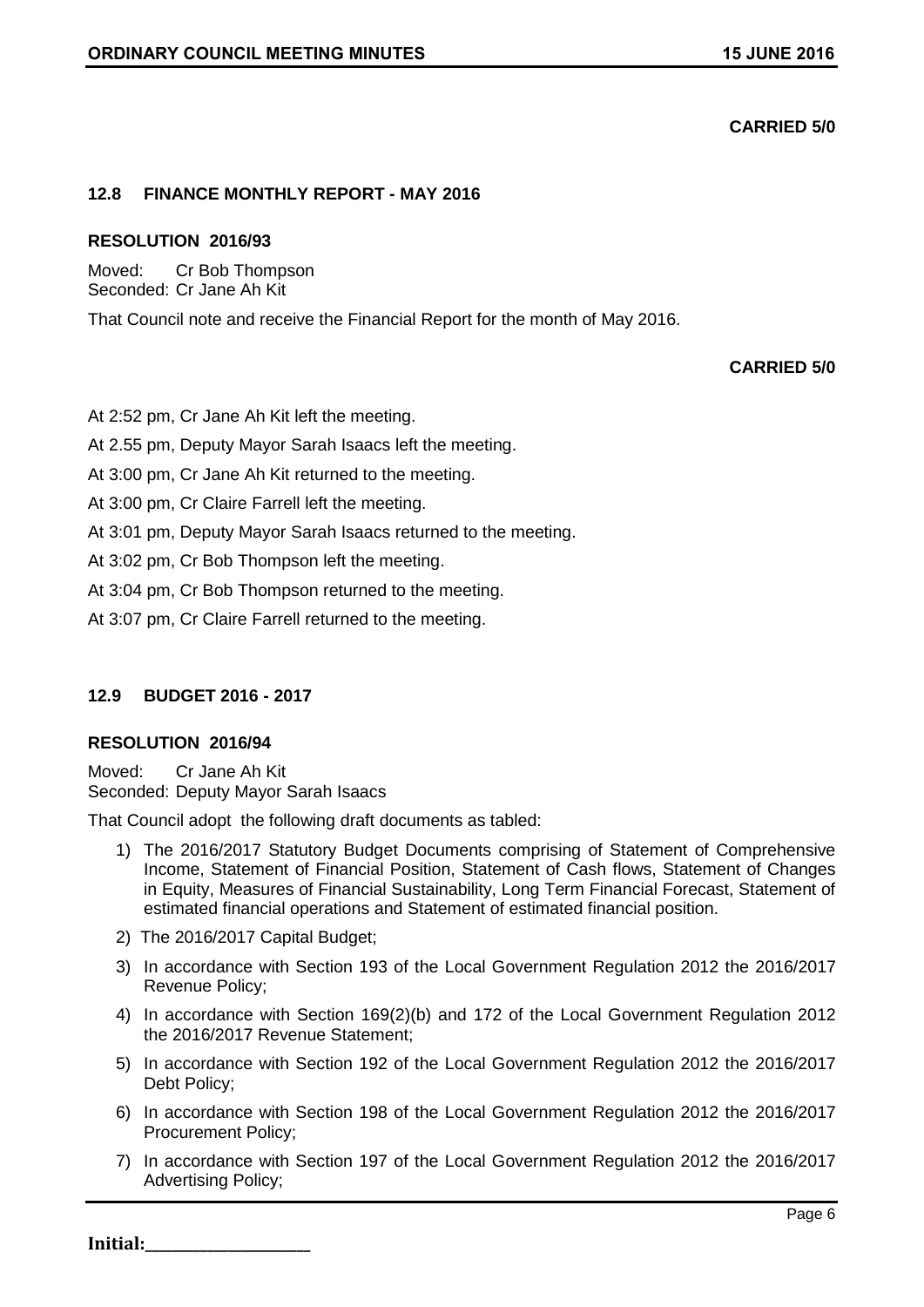**CARRIED 5/0**

### 12.8 FINANCE MONTHLY REPORT - MAY 2016

**RESOLUTION 2016/93**

Moved: Cr Bob Thompson
Seconded: Cr Jane Ah Kit

That Council note and receive the Financial Report for the month of May 2016.

**CARRIED 5/0**

At 2:52 pm, Cr Jane Ah Kit left the meeting.

At 2.55 pm, Deputy Mayor Sarah Isaacs left the meeting.

At 3:00 pm, Cr Jane Ah Kit returned to the meeting.

At 3:00 pm, Cr Claire Farrell left the meeting.

At 3:01 pm, Deputy Mayor Sarah Isaacs returned to the meeting.

At 3:02 pm, Cr Bob Thompson left the meeting.

At 3:04 pm, Cr Bob Thompson returned to the meeting.

At 3:07 pm, Cr Claire Farrell returned to the meeting.

### 12.9 BUDGET 2016 - 2017

**RESOLUTION 2016/94**

Moved: Cr Jane Ah Kit
Seconded: Deputy Mayor Sarah Isaacs

That Council adopt the following draft documents as tabled:

1) The 2016/2017 Statutory Budget Documents comprising of Statement of Comprehensive Income, Statement of Financial Position, Statement of Cash flows, Statement of Changes in Equity, Measures of Financial Sustainability, Long Term Financial Forecast, Statement of estimated financial operations and Statement of estimated financial position.
2) The 2016/2017 Capital Budget;
3) In accordance with Section 193 of the Local Government Regulation 2012 the 2016/2017 Revenue Policy;
4) In accordance with Section 169(2)(b) and 172 of the Local Government Regulation 2012 the 2016/2017 Revenue Statement;
5) In accordance with Section 192 of the Local Government Regulation 2012 the 2016/2017 Debt Policy;
6) In accordance with Section 198 of the Local Government Regulation 2012 the 2016/2017 Procurement Policy;
7) In accordance with Section 197 of the Local Government Regulation 2012 the 2016/2017 Advertising Policy;

**Initial:**\_\_\_\_\_\_\_\_\_\_\_\_\_\_\_\_\_\_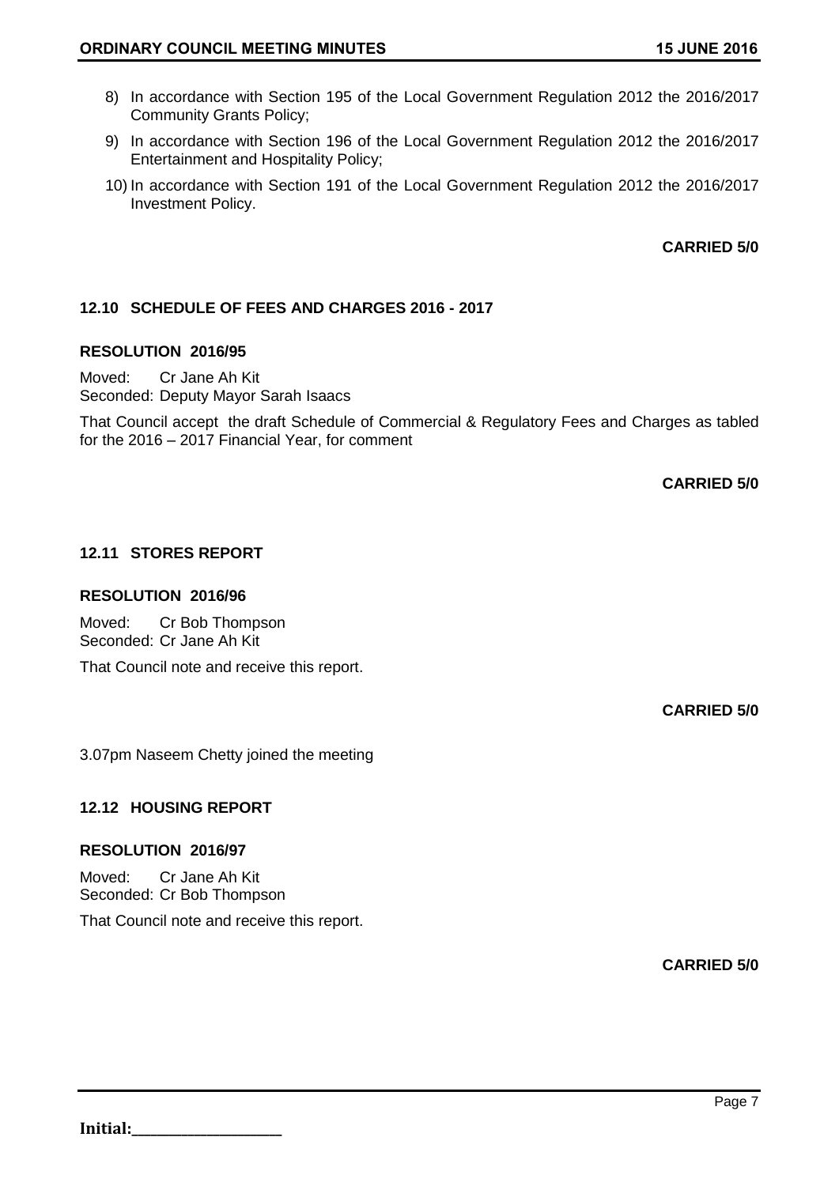8) In accordance with Section 195 of the Local Government Regulation 2012 the 2016/2017 Community Grants Policy;
9) In accordance with Section 196 of the Local Government Regulation 2012 the 2016/2017 Entertainment and Hospitality Policy;
10) In accordance with Section 191 of the Local Government Regulation 2012 the 2016/2017 Investment Policy.

**CARRIED 5/0**

### 12.10 SCHEDULE OF FEES AND CHARGES 2016 - 2017

**RESOLUTION 2016/95**

Moved: Cr Jane Ah Kit
Seconded: Deputy Mayor Sarah Isaacs

That Council accept the draft Schedule of Commercial & Regulatory Fees and Charges as tabled for the 2016 – 2017 Financial Year, for comment

**CARRIED 5/0**

### 12.11 STORES REPORT

**RESOLUTION 2016/96**

Moved: Cr Bob Thompson
Seconded: Cr Jane Ah Kit

That Council note and receive this report.

**CARRIED 5/0**

3.07pm Naseem Chetty joined the meeting

### 12.12 HOUSING REPORT

**RESOLUTION 2016/97**

Moved: Cr Jane Ah Kit
Seconded: Cr Bob Thompson

That Council note and receive this report.

**CARRIED 5/0**

**Initial:**___________________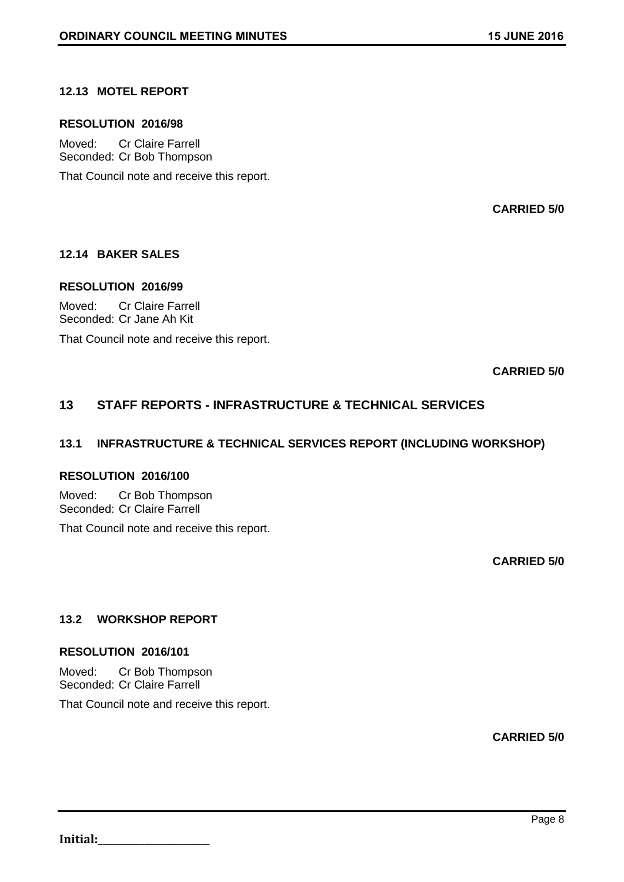### 12.13 MOTEL REPORT

**RESOLUTION 2016/98**

Moved: Cr Claire Farrell
Seconded: Cr Bob Thompson

That Council note and receive this report.

**CARRIED 5/0**

### 12.14 BAKER SALES

**RESOLUTION 2016/99**

Moved: Cr Claire Farrell
Seconded: Cr Jane Ah Kit

That Council note and receive this report.

**CARRIED 5/0**

## 13 STAFF REPORTS - INFRASTRUCTURE & TECHNICAL SERVICES

### 13.1 INFRASTRUCTURE & TECHNICAL SERVICES REPORT (INCLUDING WORKSHOP)

**RESOLUTION 2016/100**

Moved: Cr Bob Thompson
Seconded: Cr Claire Farrell

That Council note and receive this report.

**CARRIED 5/0**

### 13.2 WORKSHOP REPORT

**RESOLUTION 2016/101**

Moved: Cr Bob Thompson
Seconded: Cr Claire Farrell

That Council note and receive this report.

**CARRIED 5/0**

**Initial:**__________________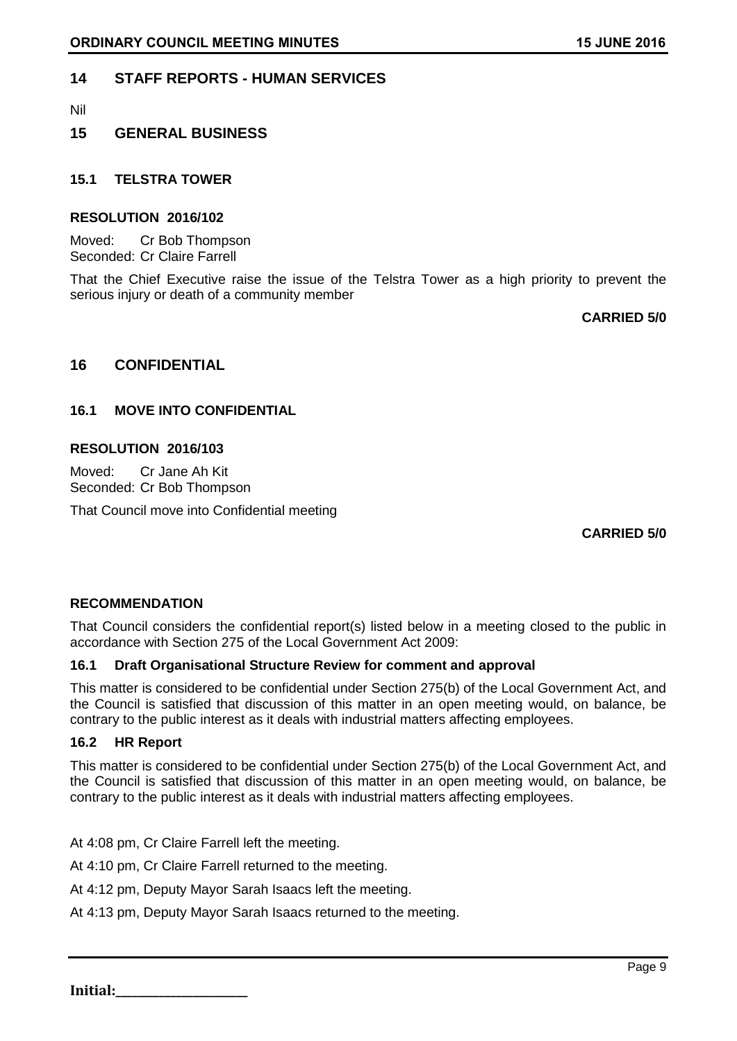## 14 STAFF REPORTS - HUMAN SERVICES

Nil

## 15 GENERAL BUSINESS

### 15.1 TELSTRA TOWER

**RESOLUTION 2016/102**

Moved: Cr Bob Thompson
Seconded: Cr Claire Farrell

That the Chief Executive raise the issue of the Telstra Tower as a high priority to prevent the serious injury or death of a community member

**CARRIED 5/0**

## 16 CONFIDENTIAL

### 16.1 MOVE INTO CONFIDENTIAL

**RESOLUTION 2016/103**

Moved: Cr Jane Ah Kit
Seconded: Cr Bob Thompson

That Council move into Confidential meeting

**CARRIED 5/0**

**RECOMMENDATION**

That Council considers the confidential report(s) listed below in a meeting closed to the public in accordance with Section 275 of the Local Government Act 2009:

**16.1 Draft Organisational Structure Review for comment and approval**

This matter is considered to be confidential under Section 275(b) of the Local Government Act, and the Council is satisfied that discussion of this matter in an open meeting would, on balance, be contrary to the public interest as it deals with industrial matters affecting employees.

**16.2 HR Report**

This matter is considered to be confidential under Section 275(b) of the Local Government Act, and the Council is satisfied that discussion of this matter in an open meeting would, on balance, be contrary to the public interest as it deals with industrial matters affecting employees.

At 4:08 pm, Cr Claire Farrell left the meeting.

At 4:10 pm, Cr Claire Farrell returned to the meeting.

At 4:12 pm, Deputy Mayor Sarah Isaacs left the meeting.

At 4:13 pm, Deputy Mayor Sarah Isaacs returned to the meeting.

**Initial:**___________________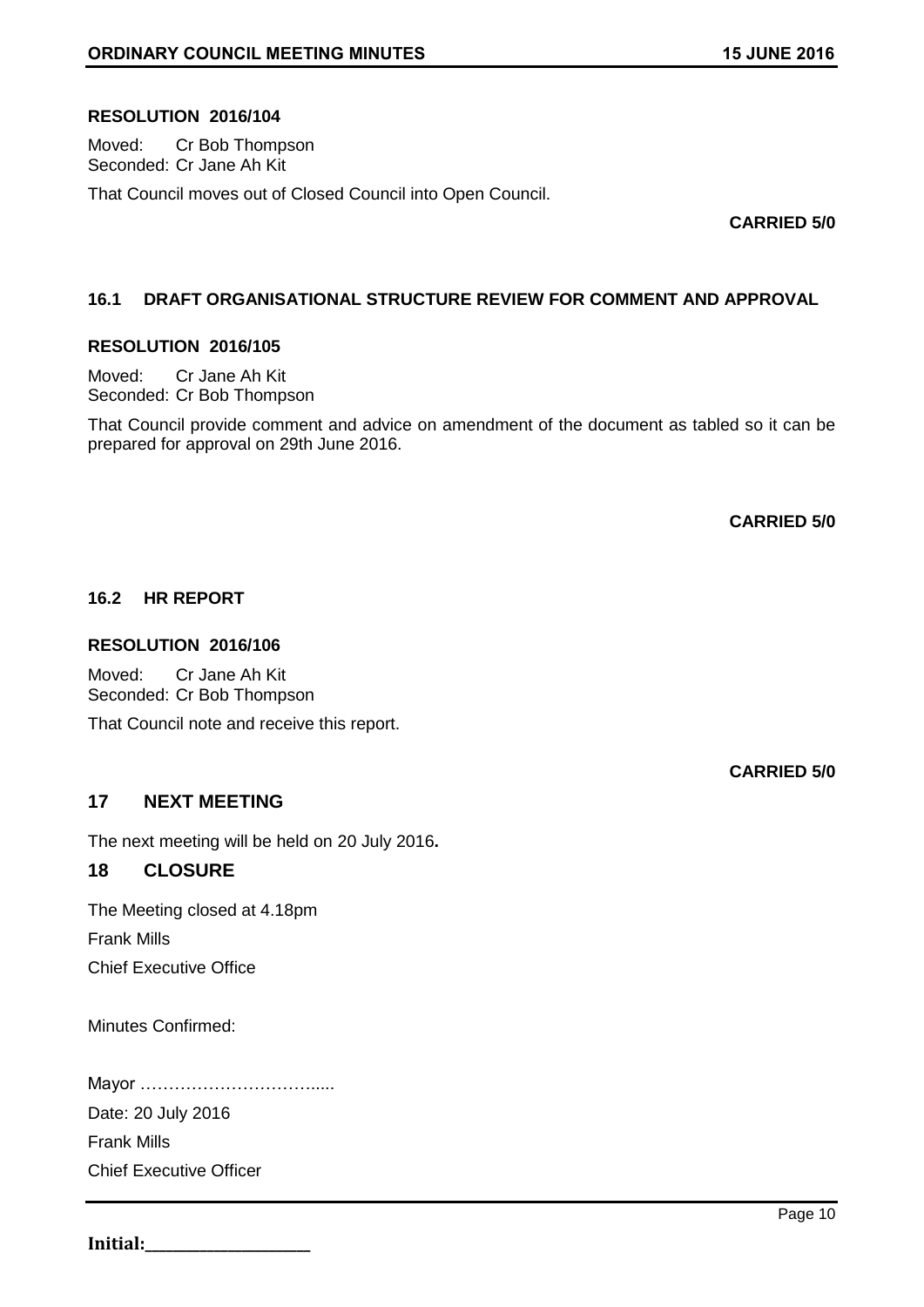**RESOLUTION 2016/104**

Moved: Cr Bob Thompson
Seconded: Cr Jane Ah Kit

That Council moves out of Closed Council into Open Council.

**CARRIED 5/0**

### 16.1 DRAFT ORGANISATIONAL STRUCTURE REVIEW FOR COMMENT AND APPROVAL

**RESOLUTION 2016/105**

Moved: Cr Jane Ah Kit
Seconded: Cr Bob Thompson

That Council provide comment and advice on amendment of the document as tabled so it can be prepared for approval on 29th June 2016.

**CARRIED 5/0**

### 16.2 HR REPORT

**RESOLUTION 2016/106**

Moved: Cr Jane Ah Kit
Seconded: Cr Bob Thompson

That Council note and receive this report.

**CARRIED 5/0**

## 17 NEXT MEETING

The next meeting will be held on 20 July 2016**.**

## 18 CLOSURE

The Meeting closed at 4.18pm

Frank Mills

Chief Executive Office

Minutes Confirmed:

Mayor …………………………….....

Date: 20 July 2016

Frank Mills

Chief Executive Officer

**Initial:**_________________